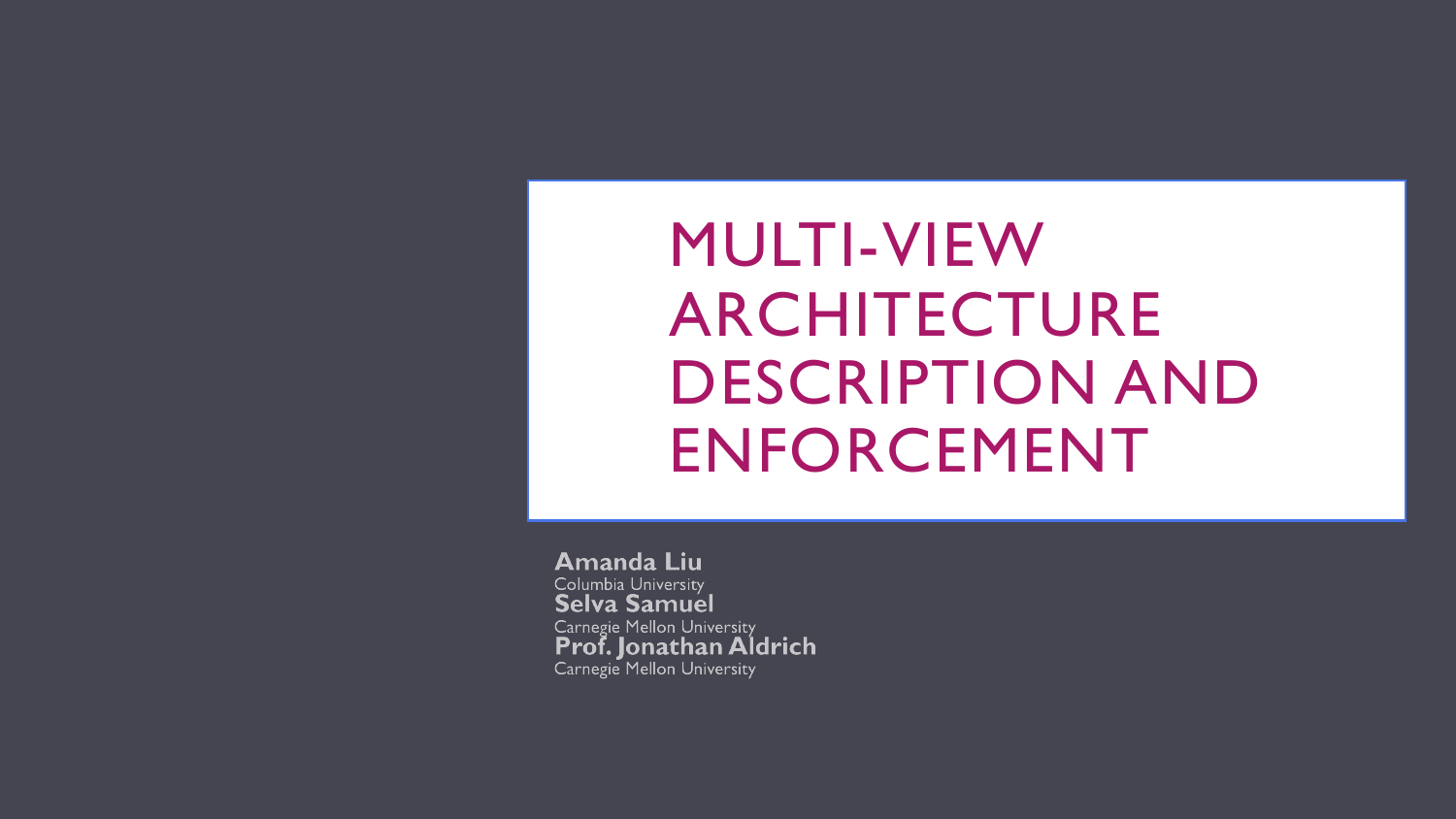# MULTI-VIEW ARCHITECTURE DESCRIPTION AND ENFORCEMENT

**Amanda Liu**
Columbia University
**Selva Samuel**
Carnegie Mellon University
**Prof. Jonathan Aldrich**
Carnegie Mellon University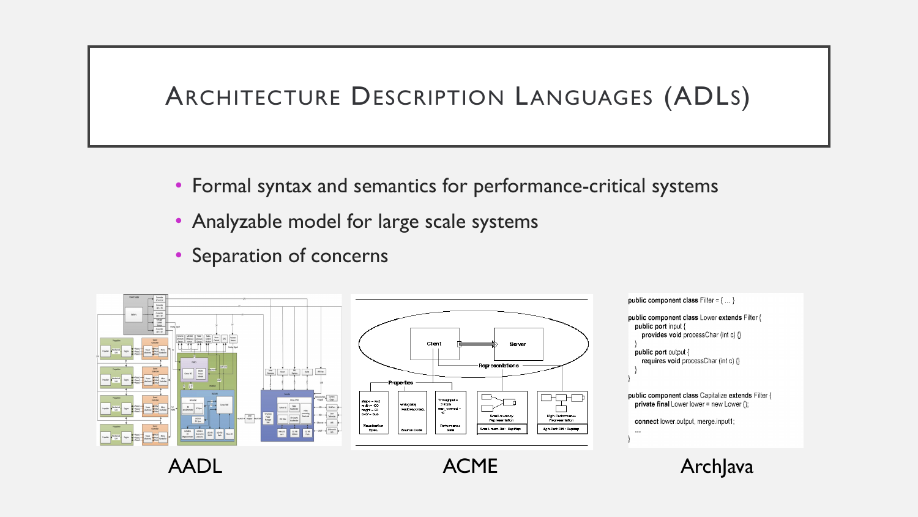# Architecture Description Languages (ADLs)

- Formal syntax and semantics for performance-critical systems
- Analyzable model for large scale systems
- Separation of concerns

AADL

ACME

```
public component class Filter = { ... }

public component class Lower extends Filter {
    public port input {
        provides void processChar (int c) {}
    }
    public port output {
        requires void processChar (int c) {}
    }
}

public component class Capilalize extends Filter {
    private final Lower lower = new Lower ();

    connect lower.output, merge.input1;
    ...
}
```

ArchJava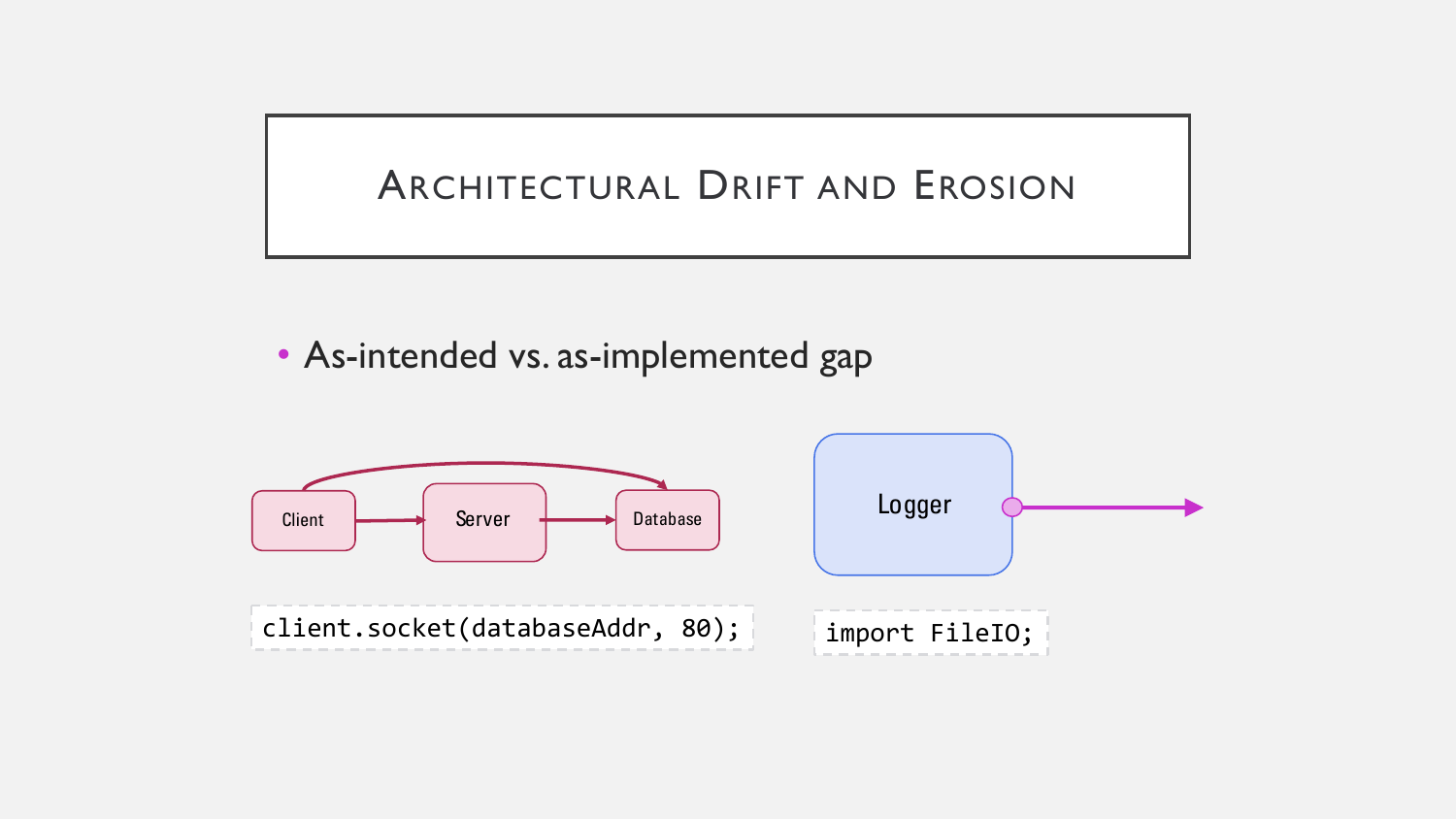# Architectural Drift and Erosion

- As-intended vs. as-implemented gap

Client → Server → Database

```
client.socket(databaseAddr, 80);
```

Logger

```
import FileIO;
```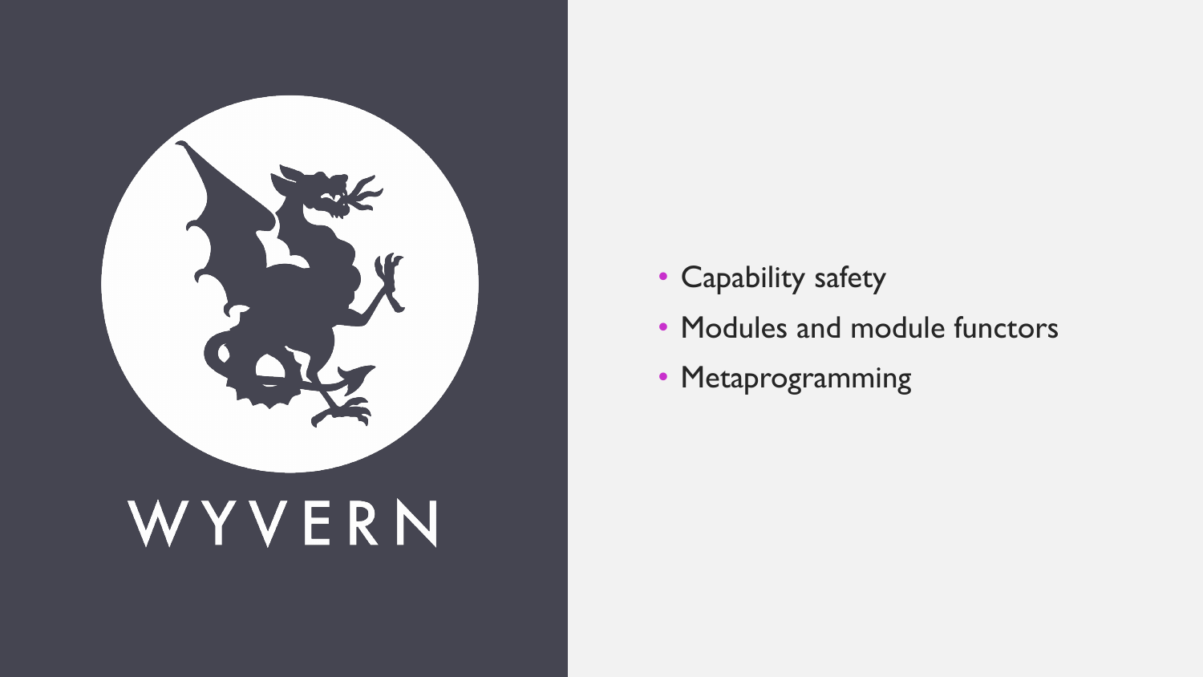# WYVERN

- Capability safety
- Modules and module functors
- Metaprogramming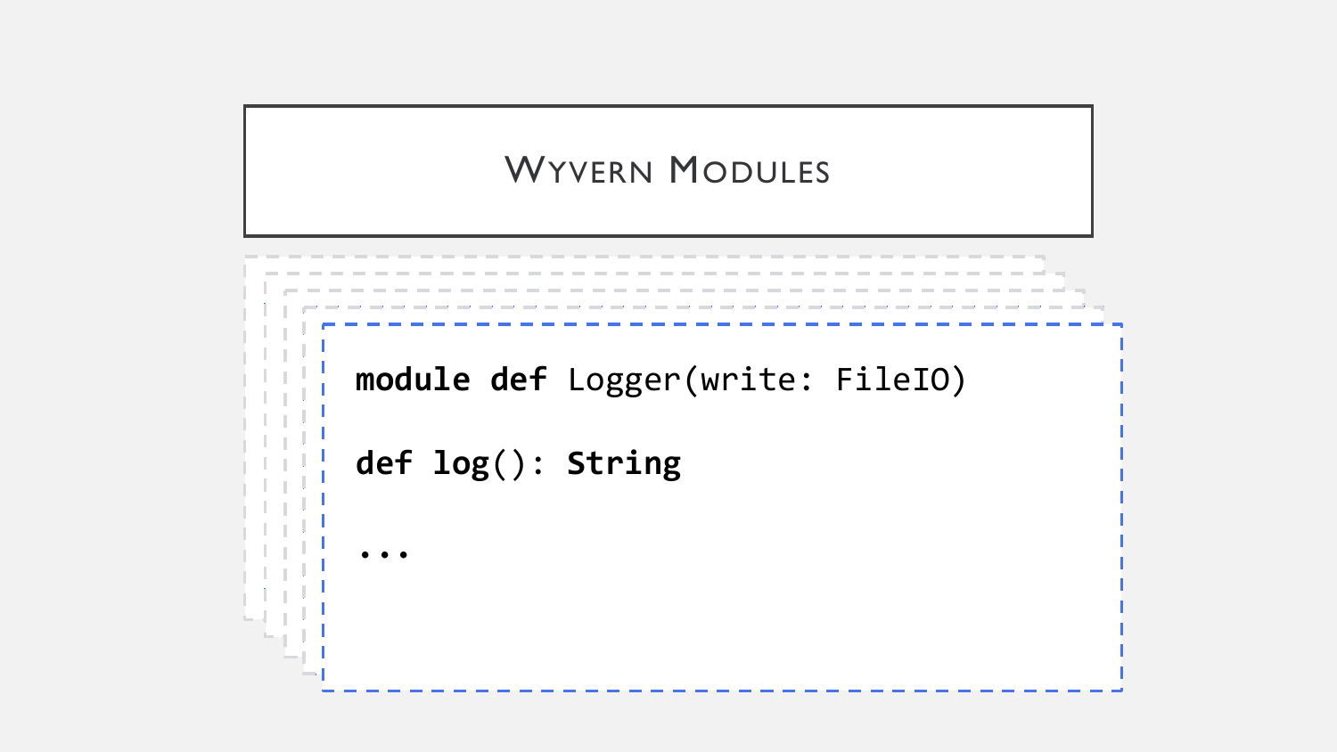# Wyvern Modules

```
module def Logger(write: FileIO)

def log(): String

...
```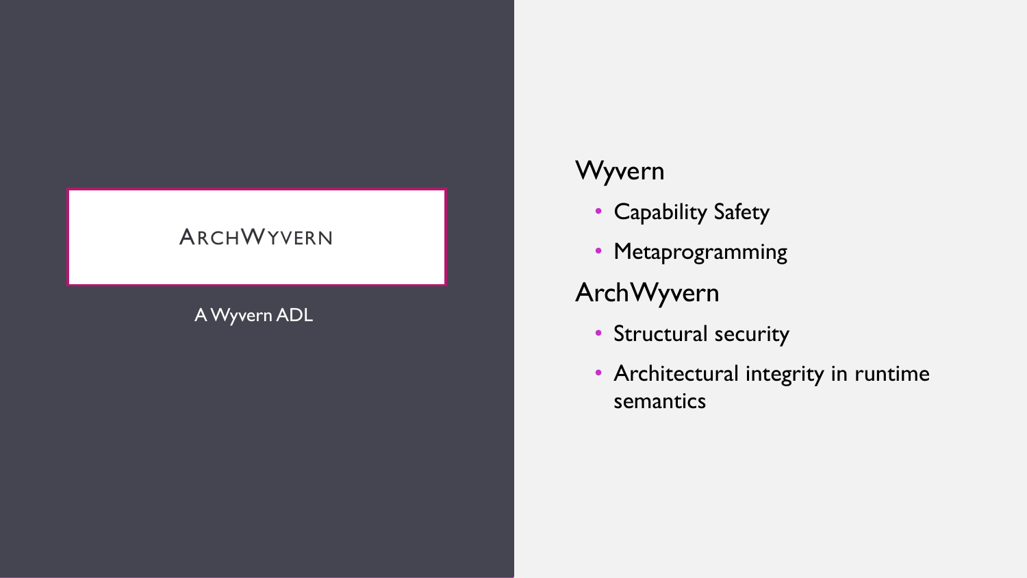# ARCHWYVERN

A Wyvern ADL

## Wyvern

- Capability Safety
- Metaprogramming

## ArchWyvern

- Structural security
- Architectural integrity in runtime semantics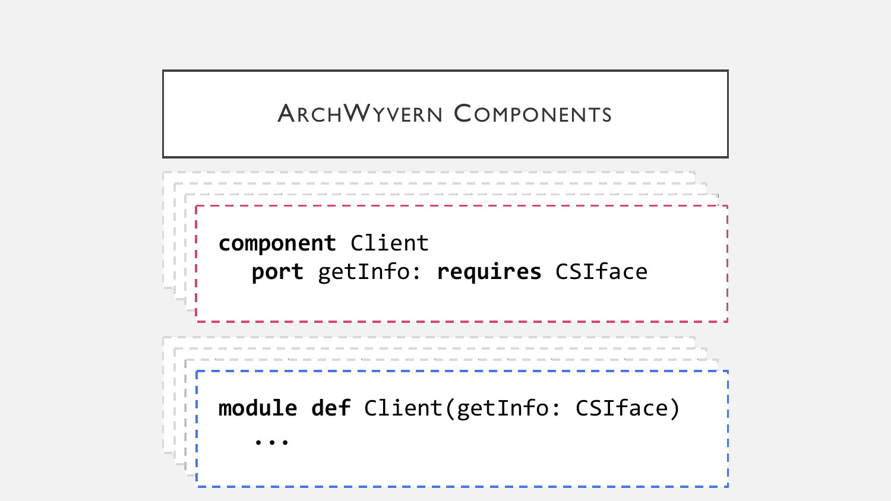# ArchWyvern Components

```
component Client
   port getInfo: requires CSIface
```

```
module def Client(getInfo: CSIface)
   ...
```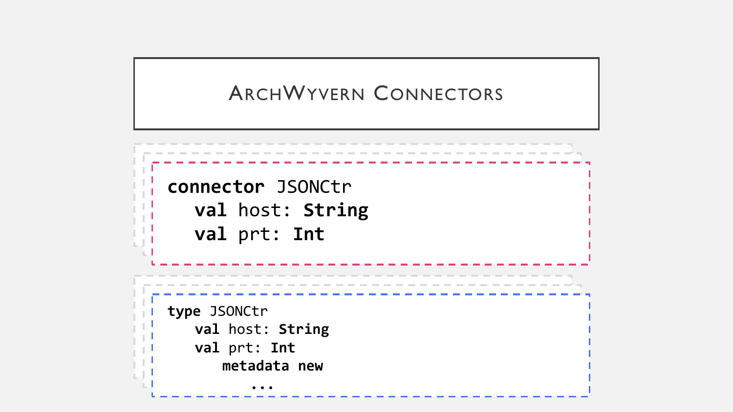# ArchWyvern Connectors

```
connector JSONCtr
   val host: String
   val prt: Int
```

```
type JSONCtr
   val host: String
   val prt: Int
      metadata new
         ...
```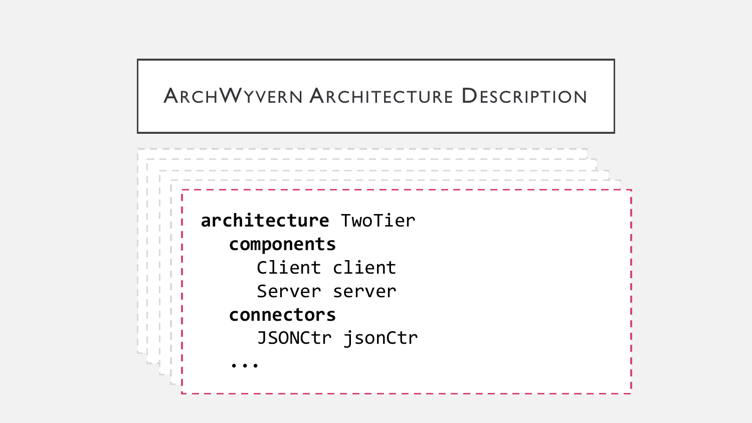# ArchWyvern Architecture Description

```
architecture TwoTier
   components
      Client client
      Server server
   connectors
      JSONCtr jsonCtr
   ...
```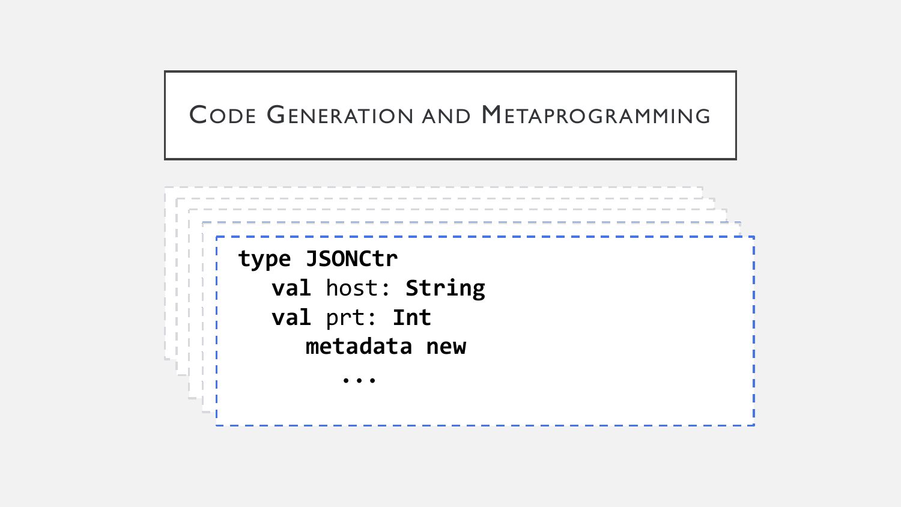# Code Generation and Metaprogramming

```
type JSONCtr
   val host: String
   val prt: Int
      metadata new
         ...
```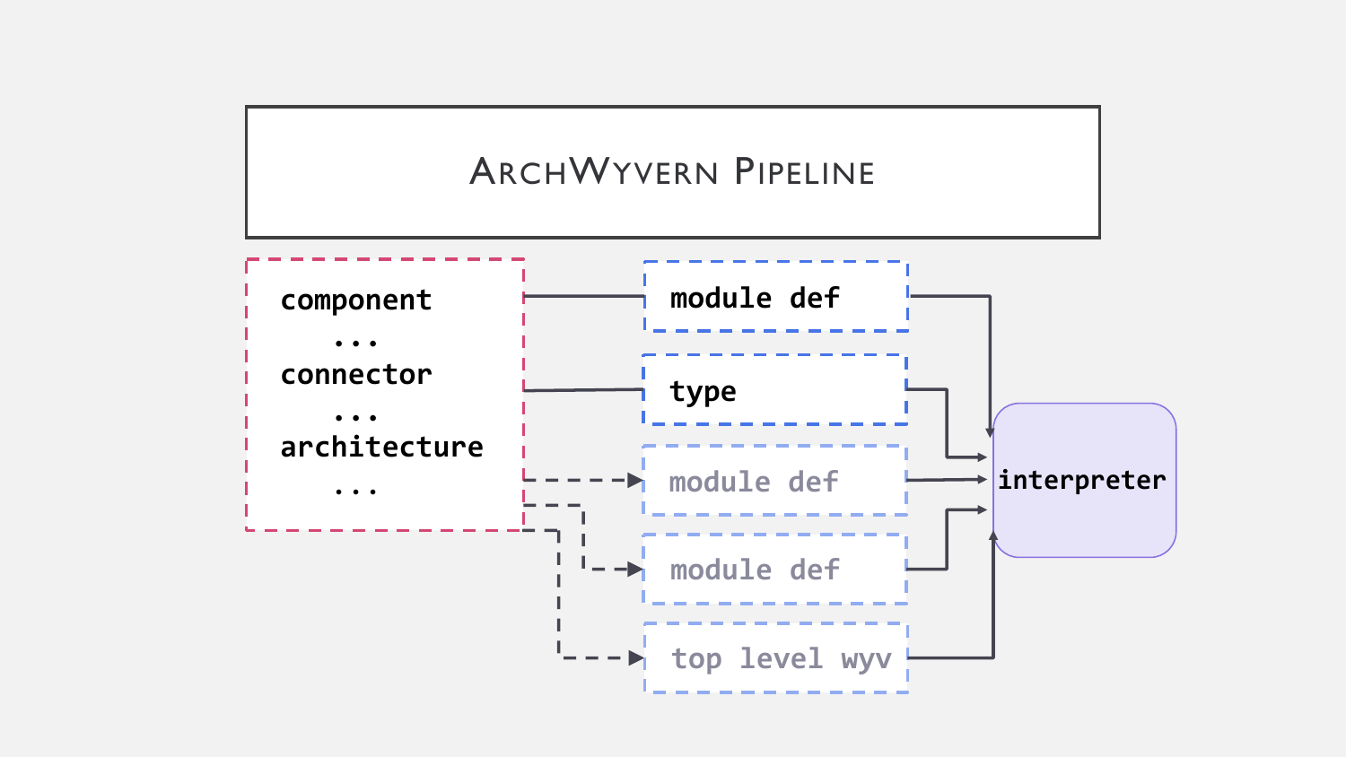# ArchWyvern Pipeline

```
component
   ...
connector
   ...
architecture
   ...
```

- module def
- type
- module def
- module def
- top level wyv

interpreter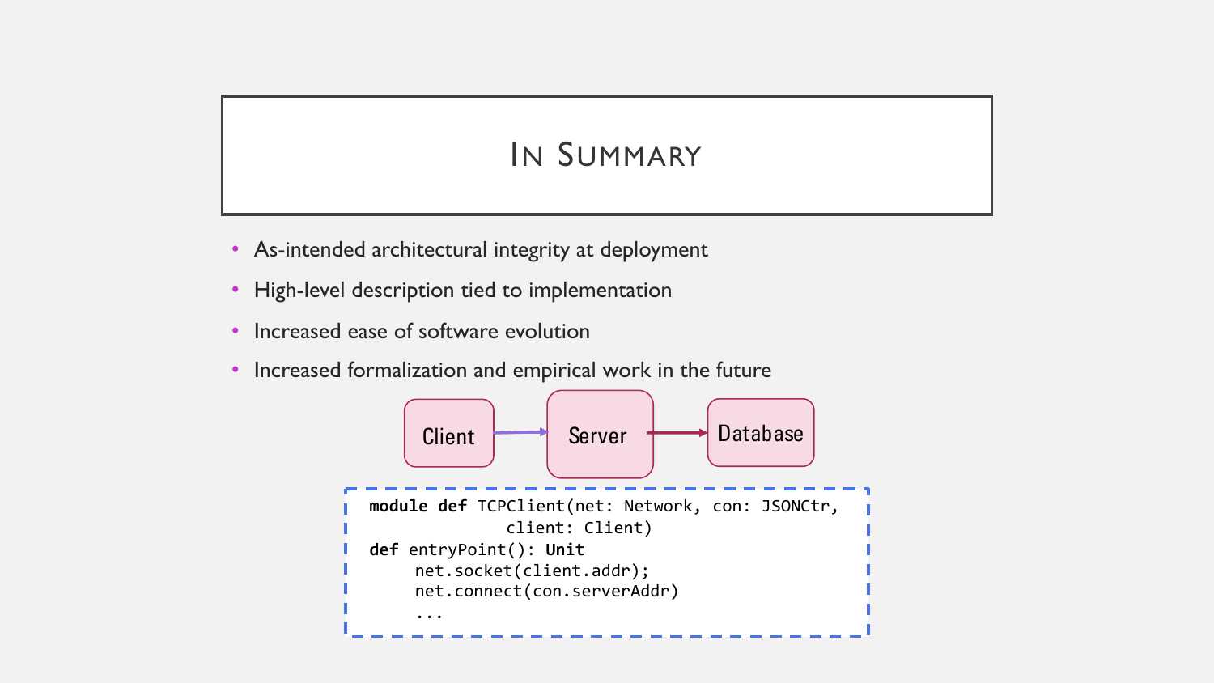# In Summary

- As-intended architectural integrity at deployment
- High-level description tied to implementation
- Increased ease of software evolution
- Increased formalization and empirical work in the future

Client → Server → Database

```
module def TCPClient(net: Network, con: JSONCtr,
                     client: Client)
def entryPoint(): Unit
    net.socket(client.addr);
    net.connect(con.serverAddr)
    ...
```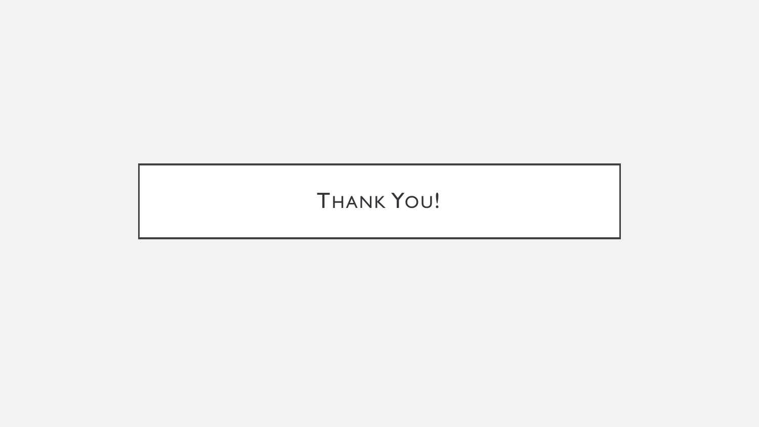# Thank You!